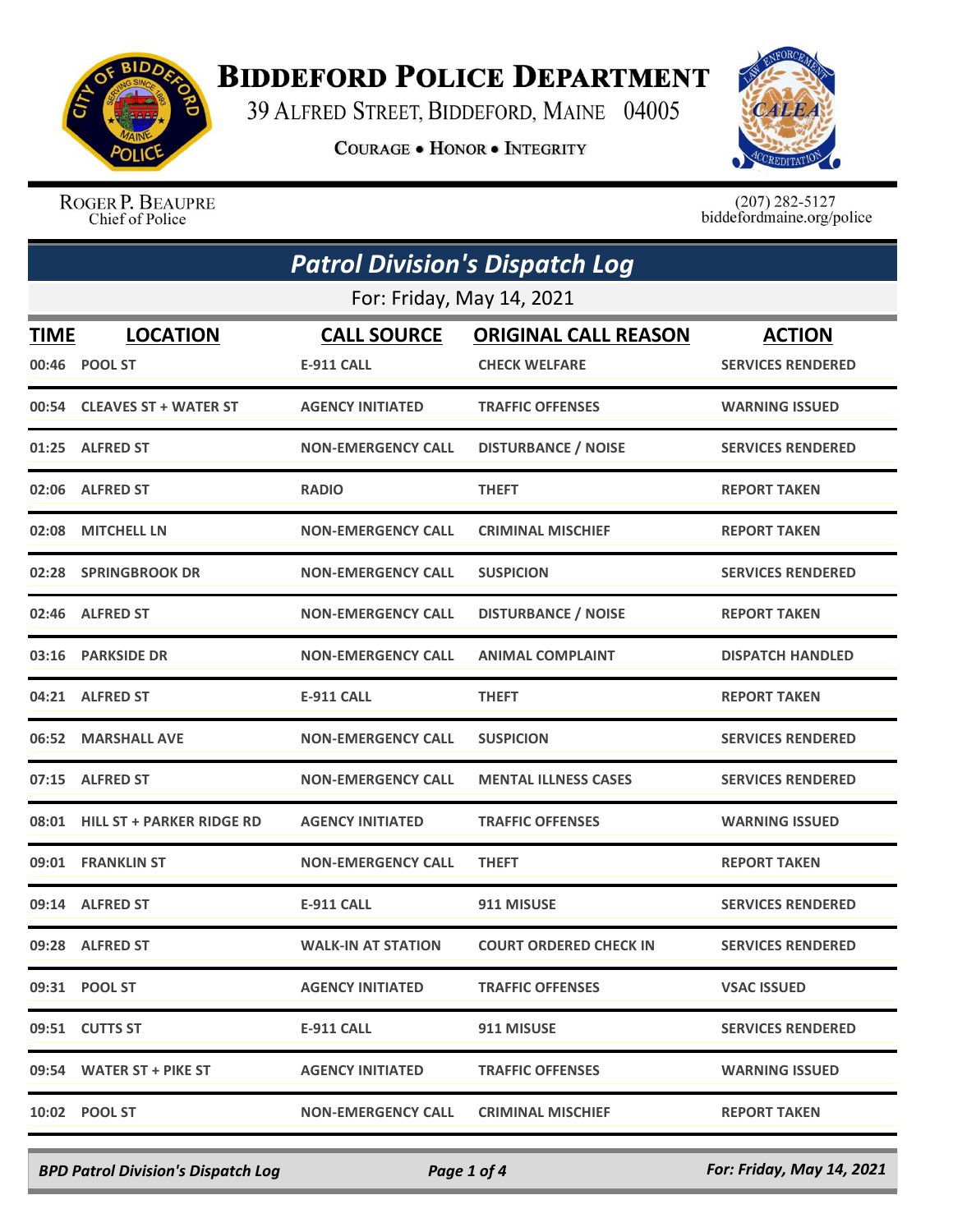# BIDDEFORD POLICE DEPARTMENT

39 ALFRED STREET, BIDDEFORD, MAINE 04005

COURAGE • HONOR • INTEGRITY

ROGER P. BEAUPRE
Chief of Police

(207) 282-5127
biddefordmaine.org/police

## *Patrol Division's Dispatch Log*

For: Friday, May 14, 2021

| TIME | LOCATION | CALL SOURCE | ORIGINAL CALL REASON | ACTION |
|---|---|---|---|---|
| 00:46 | POOL ST | E-911 CALL | CHECK WELFARE | SERVICES RENDERED |
| 00:54 | CLEAVES ST + WATER ST | AGENCY INITIATED | TRAFFIC OFFENSES | WARNING ISSUED |
| 01:25 | ALFRED ST | NON-EMERGENCY CALL | DISTURBANCE / NOISE | SERVICES RENDERED |
| 02:06 | ALFRED ST | RADIO | THEFT | REPORT TAKEN |
| 02:08 | MITCHELL LN | NON-EMERGENCY CALL | CRIMINAL MISCHIEF | REPORT TAKEN |
| 02:28 | SPRINGBROOK DR | NON-EMERGENCY CALL | SUSPICION | SERVICES RENDERED |
| 02:46 | ALFRED ST | NON-EMERGENCY CALL | DISTURBANCE / NOISE | REPORT TAKEN |
| 03:16 | PARKSIDE DR | NON-EMERGENCY CALL | ANIMAL COMPLAINT | DISPATCH HANDLED |
| 04:21 | ALFRED ST | E-911 CALL | THEFT | REPORT TAKEN |
| 06:52 | MARSHALL AVE | NON-EMERGENCY CALL | SUSPICION | SERVICES RENDERED |
| 07:15 | ALFRED ST | NON-EMERGENCY CALL | MENTAL ILLNESS CASES | SERVICES RENDERED |
| 08:01 | HILL ST + PARKER RIDGE RD | AGENCY INITIATED | TRAFFIC OFFENSES | WARNING ISSUED |
| 09:01 | FRANKLIN ST | NON-EMERGENCY CALL | THEFT | REPORT TAKEN |
| 09:14 | ALFRED ST | E-911 CALL | 911 MISUSE | SERVICES RENDERED |
| 09:28 | ALFRED ST | WALK-IN AT STATION | COURT ORDERED CHECK IN | SERVICES RENDERED |
| 09:31 | POOL ST | AGENCY INITIATED | TRAFFIC OFFENSES | VSAC ISSUED |
| 09:51 | CUTTS ST | E-911 CALL | 911 MISUSE | SERVICES RENDERED |
| 09:54 | WATER ST + PIKE ST | AGENCY INITIATED | TRAFFIC OFFENSES | WARNING ISSUED |
| 10:02 | POOL ST | NON-EMERGENCY CALL | CRIMINAL MISCHIEF | REPORT TAKEN |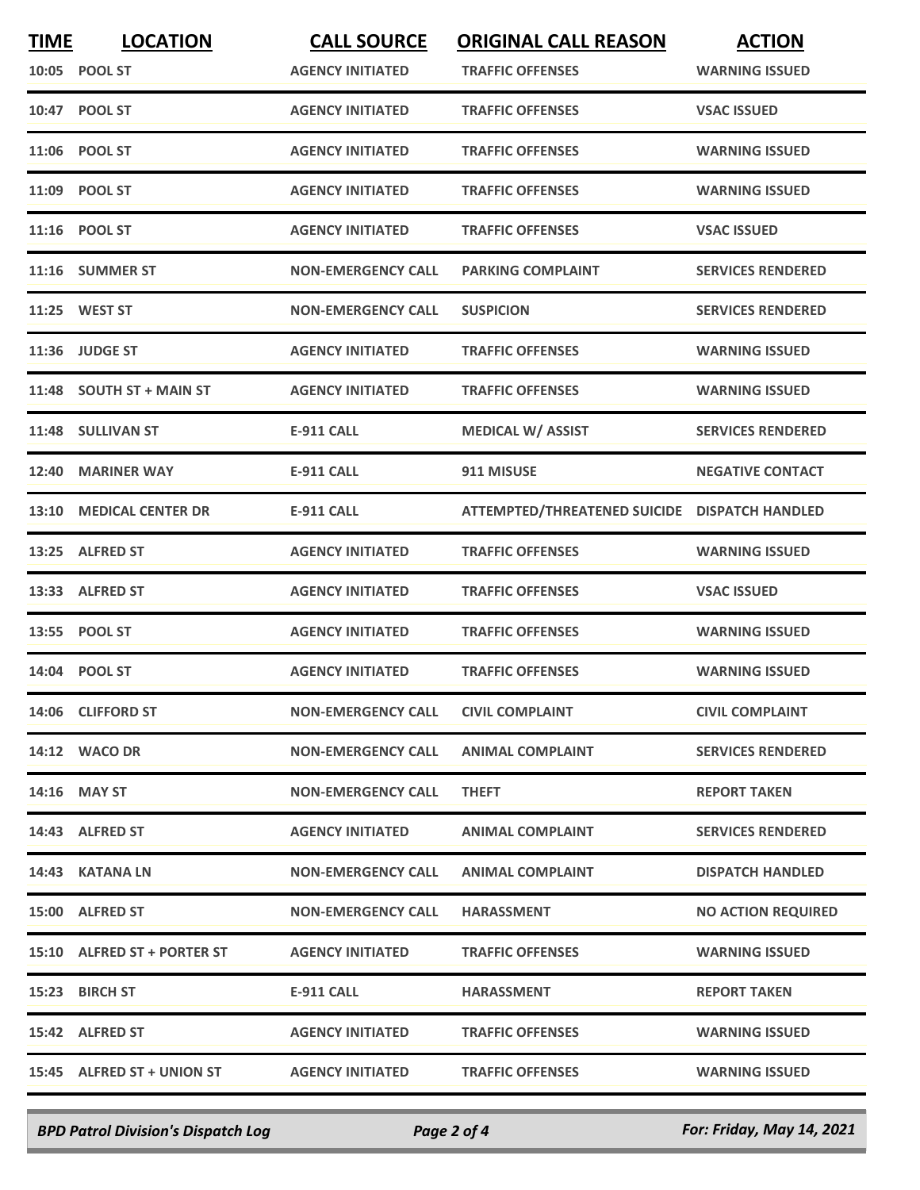| TIME | LOCATION | CALL SOURCE | ORIGINAL CALL REASON | ACTION |
|---|---|---|---|---|
| 10:05 | POOL ST | AGENCY INITIATED | TRAFFIC OFFENSES | WARNING ISSUED |
| 10:47 | POOL ST | AGENCY INITIATED | TRAFFIC OFFENSES | VSAC ISSUED |
| 11:06 | POOL ST | AGENCY INITIATED | TRAFFIC OFFENSES | WARNING ISSUED |
| 11:09 | POOL ST | AGENCY INITIATED | TRAFFIC OFFENSES | WARNING ISSUED |
| 11:16 | POOL ST | AGENCY INITIATED | TRAFFIC OFFENSES | VSAC ISSUED |
| 11:16 | SUMMER ST | NON-EMERGENCY CALL | PARKING COMPLAINT | SERVICES RENDERED |
| 11:25 | WEST ST | NON-EMERGENCY CALL | SUSPICION | SERVICES RENDERED |
| 11:36 | JUDGE ST | AGENCY INITIATED | TRAFFIC OFFENSES | WARNING ISSUED |
| 11:48 | SOUTH ST + MAIN ST | AGENCY INITIATED | TRAFFIC OFFENSES | WARNING ISSUED |
| 11:48 | SULLIVAN ST | E-911 CALL | MEDICAL W/ ASSIST | SERVICES RENDERED |
| 12:40 | MARINER WAY | E-911 CALL | 911 MISUSE | NEGATIVE CONTACT |
| 13:10 | MEDICAL CENTER DR | E-911 CALL | ATTEMPTED/THREATENED SUICIDE | DISPATCH HANDLED |
| 13:25 | ALFRED ST | AGENCY INITIATED | TRAFFIC OFFENSES | WARNING ISSUED |
| 13:33 | ALFRED ST | AGENCY INITIATED | TRAFFIC OFFENSES | VSAC ISSUED |
| 13:55 | POOL ST | AGENCY INITIATED | TRAFFIC OFFENSES | WARNING ISSUED |
| 14:04 | POOL ST | AGENCY INITIATED | TRAFFIC OFFENSES | WARNING ISSUED |
| 14:06 | CLIFFORD ST | NON-EMERGENCY CALL | CIVIL COMPLAINT | CIVIL COMPLAINT |
| 14:12 | WACO DR | NON-EMERGENCY CALL | ANIMAL COMPLAINT | SERVICES RENDERED |
| 14:16 | MAY ST | NON-EMERGENCY CALL | THEFT | REPORT TAKEN |
| 14:43 | ALFRED ST | AGENCY INITIATED | ANIMAL COMPLAINT | SERVICES RENDERED |
| 14:43 | KATANA LN | NON-EMERGENCY CALL | ANIMAL COMPLAINT | DISPATCH HANDLED |
| 15:00 | ALFRED ST | NON-EMERGENCY CALL | HARASSMENT | NO ACTION REQUIRED |
| 15:10 | ALFRED ST + PORTER ST | AGENCY INITIATED | TRAFFIC OFFENSES | WARNING ISSUED |
| 15:23 | BIRCH ST | E-911 CALL | HARASSMENT | REPORT TAKEN |
| 15:42 | ALFRED ST | AGENCY INITIATED | TRAFFIC OFFENSES | WARNING ISSUED |
| 15:45 | ALFRED ST + UNION ST | AGENCY INITIATED | TRAFFIC OFFENSES | WARNING ISSUED |

*BPD Patrol Division's Dispatch Log* — *For: Friday, May 14, 2021*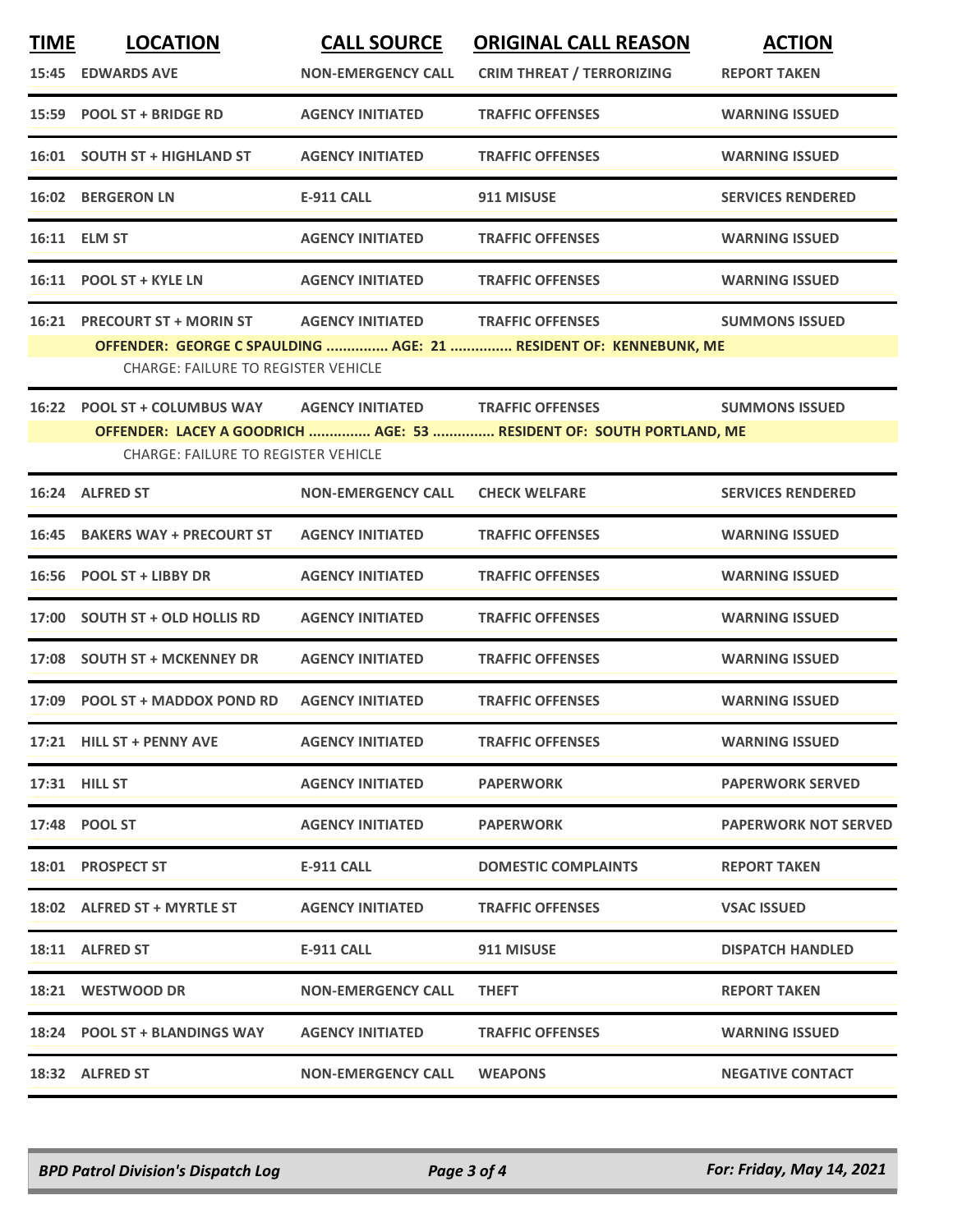| TIME | LOCATION | CALL SOURCE | ORIGINAL CALL REASON | ACTION |
|---|---|---|---|---|
| 15:45 | EDWARDS AVE | NON-EMERGENCY CALL | CRIM THREAT / TERRORIZING | REPORT TAKEN |
| 15:59 | POOL ST + BRIDGE RD | AGENCY INITIATED | TRAFFIC OFFENSES | WARNING ISSUED |
| 16:01 | SOUTH ST + HIGHLAND ST | AGENCY INITIATED | TRAFFIC OFFENSES | WARNING ISSUED |
| 16:02 | BERGERON LN | E-911 CALL | 911 MISUSE | SERVICES RENDERED |
| 16:11 | ELM ST | AGENCY INITIATED | TRAFFIC OFFENSES | WARNING ISSUED |
| 16:11 | POOL ST + KYLE LN | AGENCY INITIATED | TRAFFIC OFFENSES | WARNING ISSUED |
| 16:21 | PRECOURT ST + MORIN ST | AGENCY INITIATED | TRAFFIC OFFENSES | SUMMONS ISSUED |
| | OFFENDER: GEORGE C SPAULDING ............... AGE: 21 ............... RESIDENT OF: KENNEBUNK, ME | | | |
| | CHARGE: FAILURE TO REGISTER VEHICLE | | | |
| 16:22 | POOL ST + COLUMBUS WAY | AGENCY INITIATED | TRAFFIC OFFENSES | SUMMONS ISSUED |
| | OFFENDER: LACEY A GOODRICH ............... AGE: 53 ............... RESIDENT OF: SOUTH PORTLAND, ME | | | |
| | CHARGE: FAILURE TO REGISTER VEHICLE | | | |
| 16:24 | ALFRED ST | NON-EMERGENCY CALL | CHECK WELFARE | SERVICES RENDERED |
| 16:45 | BAKERS WAY + PRECOURT ST | AGENCY INITIATED | TRAFFIC OFFENSES | WARNING ISSUED |
| 16:56 | POOL ST + LIBBY DR | AGENCY INITIATED | TRAFFIC OFFENSES | WARNING ISSUED |
| 17:00 | SOUTH ST + OLD HOLLIS RD | AGENCY INITIATED | TRAFFIC OFFENSES | WARNING ISSUED |
| 17:08 | SOUTH ST + MCKENNEY DR | AGENCY INITIATED | TRAFFIC OFFENSES | WARNING ISSUED |
| 17:09 | POOL ST + MADDOX POND RD | AGENCY INITIATED | TRAFFIC OFFENSES | WARNING ISSUED |
| 17:21 | HILL ST + PENNY AVE | AGENCY INITIATED | TRAFFIC OFFENSES | WARNING ISSUED |
| 17:31 | HILL ST | AGENCY INITIATED | PAPERWORK | PAPERWORK SERVED |
| 17:48 | POOL ST | AGENCY INITIATED | PAPERWORK | PAPERWORK NOT SERVED |
| 18:01 | PROSPECT ST | E-911 CALL | DOMESTIC COMPLAINTS | REPORT TAKEN |
| 18:02 | ALFRED ST + MYRTLE ST | AGENCY INITIATED | TRAFFIC OFFENSES | VSAC ISSUED |
| 18:11 | ALFRED ST | E-911 CALL | 911 MISUSE | DISPATCH HANDLED |
| 18:21 | WESTWOOD DR | NON-EMERGENCY CALL | THEFT | REPORT TAKEN |
| 18:24 | POOL ST + BLANDINGS WAY | AGENCY INITIATED | TRAFFIC OFFENSES | WARNING ISSUED |
| 18:32 | ALFRED ST | NON-EMERGENCY CALL | WEAPONS | NEGATIVE CONTACT |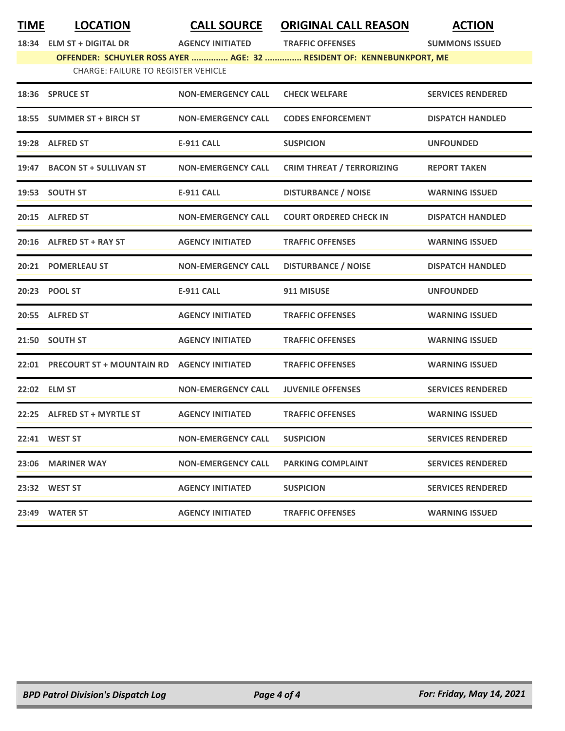| TIME | LOCATION | CALL SOURCE | ORIGINAL CALL REASON | ACTION |
|---|---|---|---|---|
| 18:34 | ELM ST + DIGITAL DR | AGENCY INITIATED | TRAFFIC OFFENSES | SUMMONS ISSUED |
| | OFFENDER: SCHUYLER ROSS AYER ............... AGE: 32 ............... RESIDENT OF: KENNEBUNKPORT, ME | | | |
| | CHARGE: FAILURE TO REGISTER VEHICLE | | | |
| 18:36 | SPRUCE ST | NON-EMERGENCY CALL | CHECK WELFARE | SERVICES RENDERED |
| 18:55 | SUMMER ST + BIRCH ST | NON-EMERGENCY CALL | CODES ENFORCEMENT | DISPATCH HANDLED |
| 19:28 | ALFRED ST | E-911 CALL | SUSPICION | UNFOUNDED |
| 19:47 | BACON ST + SULLIVAN ST | NON-EMERGENCY CALL | CRIM THREAT / TERRORIZING | REPORT TAKEN |
| 19:53 | SOUTH ST | E-911 CALL | DISTURBANCE / NOISE | WARNING ISSUED |
| 20:15 | ALFRED ST | NON-EMERGENCY CALL | COURT ORDERED CHECK IN | DISPATCH HANDLED |
| 20:16 | ALFRED ST + RAY ST | AGENCY INITIATED | TRAFFIC OFFENSES | WARNING ISSUED |
| 20:21 | POMERLEAU ST | NON-EMERGENCY CALL | DISTURBANCE / NOISE | DISPATCH HANDLED |
| 20:23 | POOL ST | E-911 CALL | 911 MISUSE | UNFOUNDED |
| 20:55 | ALFRED ST | AGENCY INITIATED | TRAFFIC OFFENSES | WARNING ISSUED |
| 21:50 | SOUTH ST | AGENCY INITIATED | TRAFFIC OFFENSES | WARNING ISSUED |
| 22:01 | PRECOURT ST + MOUNTAIN RD | AGENCY INITIATED | TRAFFIC OFFENSES | WARNING ISSUED |
| 22:02 | ELM ST | NON-EMERGENCY CALL | JUVENILE OFFENSES | SERVICES RENDERED |
| 22:25 | ALFRED ST + MYRTLE ST | AGENCY INITIATED | TRAFFIC OFFENSES | WARNING ISSUED |
| 22:41 | WEST ST | NON-EMERGENCY CALL | SUSPICION | SERVICES RENDERED |
| 23:06 | MARINER WAY | NON-EMERGENCY CALL | PARKING COMPLAINT | SERVICES RENDERED |
| 23:32 | WEST ST | AGENCY INITIATED | SUSPICION | SERVICES RENDERED |
| 23:49 | WATER ST | AGENCY INITIATED | TRAFFIC OFFENSES | WARNING ISSUED |